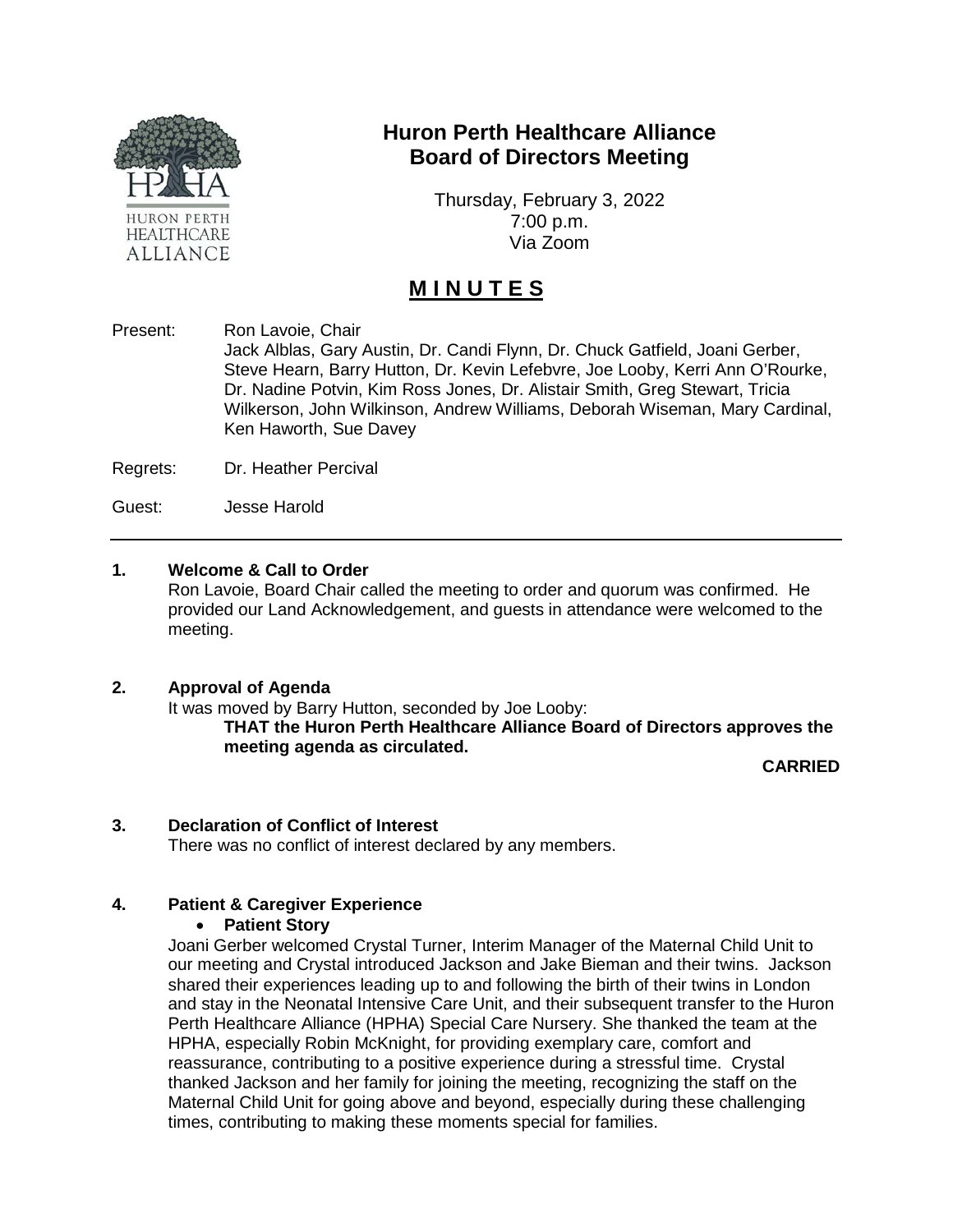# Huron Perth Healthcare Alliance
## Board of Directors Meeting

Thursday, February 3, 2022
7:00 p.m.
Via Zoom

## MINUTES

Present: Ron Lavoie, Chair
Jack Alblas, Gary Austin, Dr. Candi Flynn, Dr. Chuck Gatfield, Joani Gerber, Steve Hearn, Barry Hutton, Dr. Kevin Lefebvre, Joe Looby, Kerri Ann O'Rourke, Dr. Nadine Potvin, Kim Ross Jones, Dr. Alistair Smith, Greg Stewart, Tricia Wilkerson, John Wilkinson, Andrew Williams, Deborah Wiseman, Mary Cardinal, Ken Haworth, Sue Davey

Regrets: Dr. Heather Percival

Guest: Jesse Harold

---

### 1. Welcome & Call to Order

Ron Lavoie, Board Chair called the meeting to order and quorum was confirmed. He provided our Land Acknowledgement, and guests in attendance were welcomed to the meeting.

### 2. Approval of Agenda

It was moved by Barry Hutton, seconded by Joe Looby:

**THAT the Huron Perth Healthcare Alliance Board of Directors approves the meeting agenda as circulated.**

**CARRIED**

### 3. Declaration of Conflict of Interest

There was no conflict of interest declared by any members.

### 4. Patient & Caregiver Experience

- **Patient Story**

Joani Gerber welcomed Crystal Turner, Interim Manager of the Maternal Child Unit to our meeting and Crystal introduced Jackson and Jake Bieman and their twins. Jackson shared their experiences leading up to and following the birth of their twins in London and stay in the Neonatal Intensive Care Unit, and their subsequent transfer to the Huron Perth Healthcare Alliance (HPHA) Special Care Nursery. She thanked the team at the HPHA, especially Robin McKnight, for providing exemplary care, comfort and reassurance, contributing to a positive experience during a stressful time. Crystal thanked Jackson and her family for joining the meeting, recognizing the staff on the Maternal Child Unit for going above and beyond, especially during these challenging times, contributing to making these moments special for families.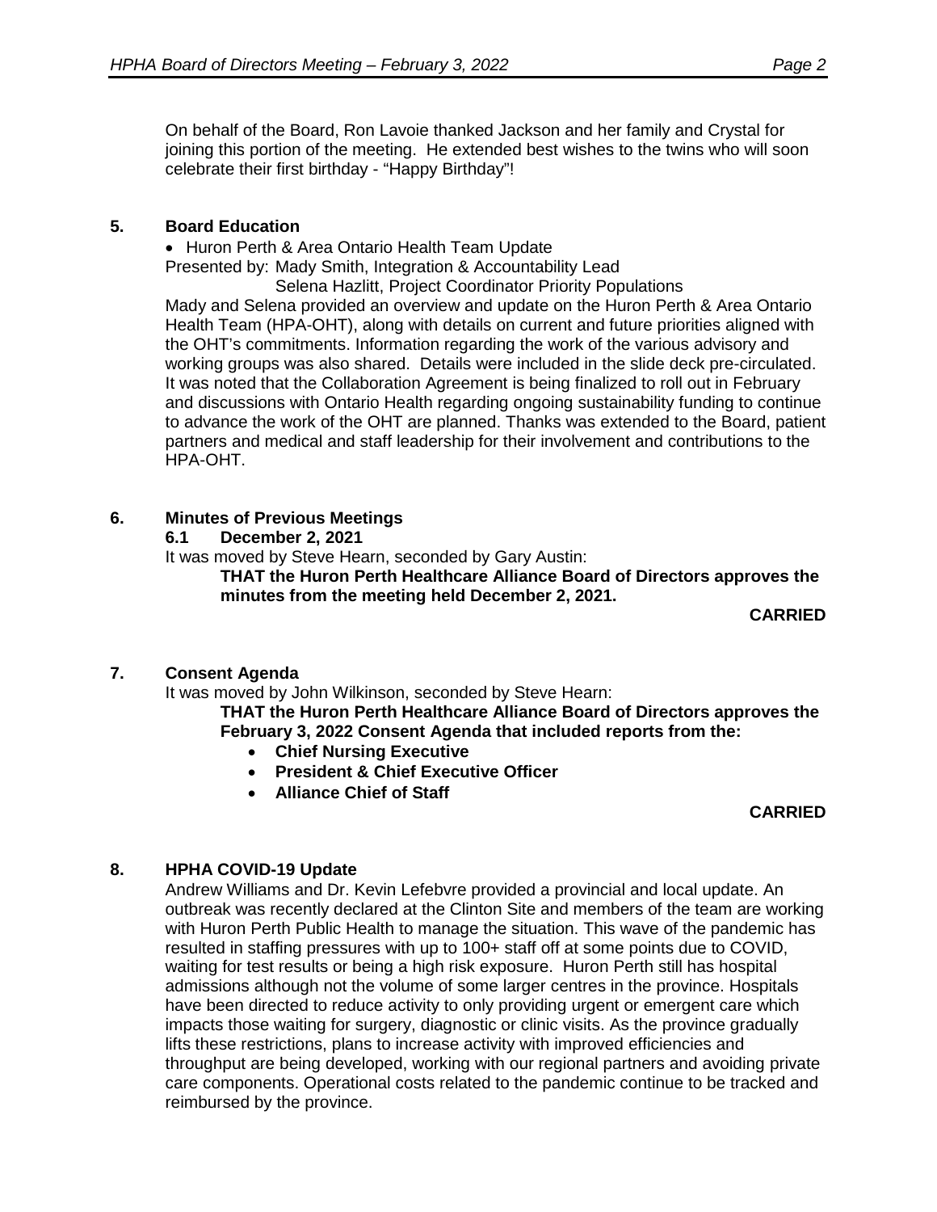On behalf of the Board, Ron Lavoie thanked Jackson and her family and Crystal for joining this portion of the meeting. He extended best wishes to the twins who will soon celebrate their first birthday - "Happy Birthday"!

## 5. Board Education

- Huron Perth & Area Ontario Health Team Update

Presented by: Mady Smith, Integration & Accountability Lead
Selena Hazlitt, Project Coordinator Priority Populations

Mady and Selena provided an overview and update on the Huron Perth & Area Ontario Health Team (HPA-OHT), along with details on current and future priorities aligned with the OHT's commitments. Information regarding the work of the various advisory and working groups was also shared. Details were included in the slide deck pre-circulated. It was noted that the Collaboration Agreement is being finalized to roll out in February and discussions with Ontario Health regarding ongoing sustainability funding to continue to advance the work of the OHT are planned. Thanks was extended to the Board, patient partners and medical and staff leadership for their involvement and contributions to the HPA-OHT.

## 6. Minutes of Previous Meetings

### 6.1 December 2, 2021

It was moved by Steve Hearn, seconded by Gary Austin:

**THAT the Huron Perth Healthcare Alliance Board of Directors approves the minutes from the meeting held December 2, 2021.**

**CARRIED**

## 7. Consent Agenda

It was moved by John Wilkinson, seconded by Steve Hearn:

**THAT the Huron Perth Healthcare Alliance Board of Directors approves the February 3, 2022 Consent Agenda that included reports from the:**

- **Chief Nursing Executive**
- **President & Chief Executive Officer**
- **Alliance Chief of Staff**

**CARRIED**

## 8. HPHA COVID-19 Update

Andrew Williams and Dr. Kevin Lefebvre provided a provincial and local update. An outbreak was recently declared at the Clinton Site and members of the team are working with Huron Perth Public Health to manage the situation. This wave of the pandemic has resulted in staffing pressures with up to 100+ staff off at some points due to COVID, waiting for test results or being a high risk exposure. Huron Perth still has hospital admissions although not the volume of some larger centres in the province. Hospitals have been directed to reduce activity to only providing urgent or emergent care which impacts those waiting for surgery, diagnostic or clinic visits. As the province gradually lifts these restrictions, plans to increase activity with improved efficiencies and throughput are being developed, working with our regional partners and avoiding private care components. Operational costs related to the pandemic continue to be tracked and reimbursed by the province.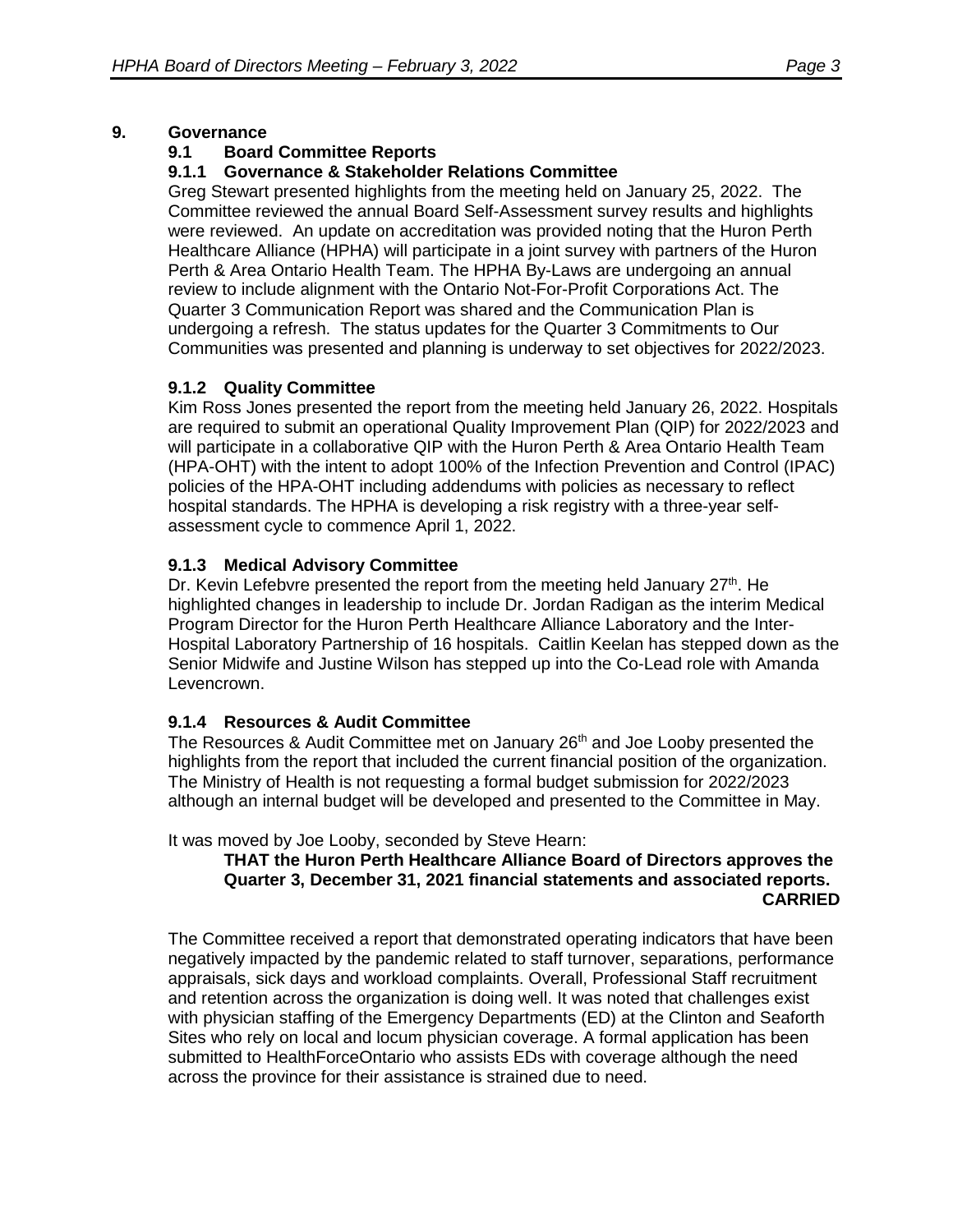## 9. Governance

### 9.1 Board Committee Reports

#### 9.1.1 Governance & Stakeholder Relations Committee

Greg Stewart presented highlights from the meeting held on January 25, 2022. The Committee reviewed the annual Board Self-Assessment survey results and highlights were reviewed. An update on accreditation was provided noting that the Huron Perth Healthcare Alliance (HPHA) will participate in a joint survey with partners of the Huron Perth & Area Ontario Health Team. The HPHA By-Laws are undergoing an annual review to include alignment with the Ontario Not-For-Profit Corporations Act. The Quarter 3 Communication Report was shared and the Communication Plan is undergoing a refresh. The status updates for the Quarter 3 Commitments to Our Communities was presented and planning is underway to set objectives for 2022/2023.

#### 9.1.2 Quality Committee

Kim Ross Jones presented the report from the meeting held January 26, 2022. Hospitals are required to submit an operational Quality Improvement Plan (QIP) for 2022/2023 and will participate in a collaborative QIP with the Huron Perth & Area Ontario Health Team (HPA-OHT) with the intent to adopt 100% of the Infection Prevention and Control (IPAC) policies of the HPA-OHT including addendums with policies as necessary to reflect hospital standards. The HPHA is developing a risk registry with a three-year self-assessment cycle to commence April 1, 2022.

#### 9.1.3 Medical Advisory Committee

Dr. Kevin Lefebvre presented the report from the meeting held January 27th. He highlighted changes in leadership to include Dr. Jordan Radigan as the interim Medical Program Director for the Huron Perth Healthcare Alliance Laboratory and the Inter-Hospital Laboratory Partnership of 16 hospitals. Caitlin Keelan has stepped down as the Senior Midwife and Justine Wilson has stepped up into the Co-Lead role with Amanda Levencrown.

#### 9.1.4 Resources & Audit Committee

The Resources & Audit Committee met on January 26th and Joe Looby presented the highlights from the report that included the current financial position of the organization. The Ministry of Health is not requesting a formal budget submission for 2022/2023 although an internal budget will be developed and presented to the Committee in May.

It was moved by Joe Looby, seconded by Steve Hearn:

> **THAT the Huron Perth Healthcare Alliance Board of Directors approves the Quarter 3, December 31, 2021 financial statements and associated reports.**
>
> **CARRIED**

The Committee received a report that demonstrated operating indicators that have been negatively impacted by the pandemic related to staff turnover, separations, performance appraisals, sick days and workload complaints. Overall, Professional Staff recruitment and retention across the organization is doing well. It was noted that challenges exist with physician staffing of the Emergency Departments (ED) at the Clinton and Seaforth Sites who rely on local and locum physician coverage. A formal application has been submitted to HealthForceOntario who assists EDs with coverage although the need across the province for their assistance is strained due to need.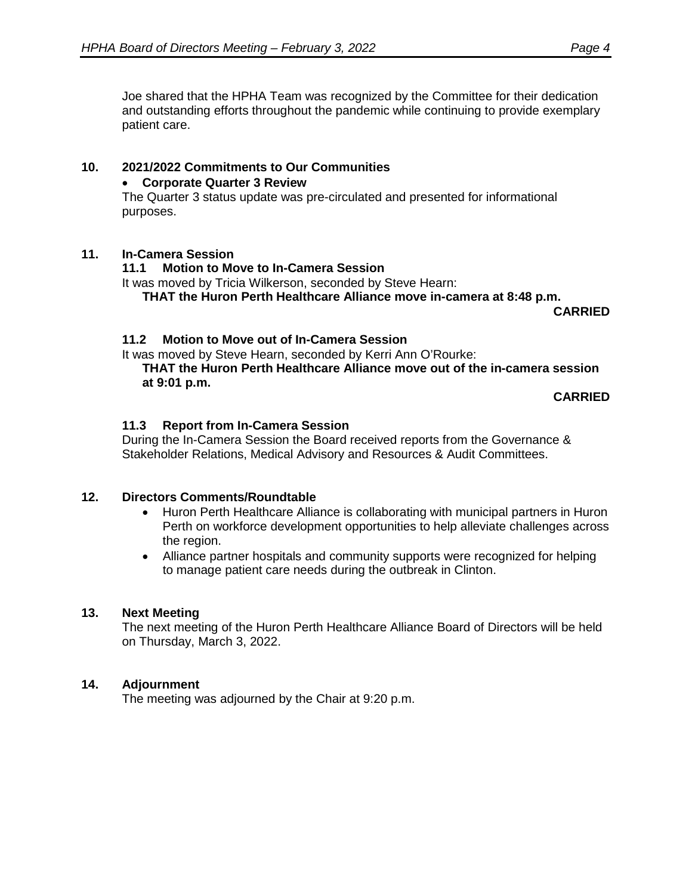Joe shared that the HPHA Team was recognized by the Committee for their dedication and outstanding efforts throughout the pandemic while continuing to provide exemplary patient care.

## 10. 2021/2022 Commitments to Our Communities

- **Corporate Quarter 3 Review**

The Quarter 3 status update was pre-circulated and presented for informational purposes.

## 11. In-Camera Session

### 11.1 Motion to Move to In-Camera Session

It was moved by Tricia Wilkerson, seconded by Steve Hearn:

**THAT the Huron Perth Healthcare Alliance move in-camera at 8:48 p.m.**

**CARRIED**

### 11.2 Motion to Move out of In-Camera Session

It was moved by Steve Hearn, seconded by Kerri Ann O'Rourke:

**THAT the Huron Perth Healthcare Alliance move out of the in-camera session at 9:01 p.m.**

**CARRIED**

### 11.3 Report from In-Camera Session

During the In-Camera Session the Board received reports from the Governance & Stakeholder Relations, Medical Advisory and Resources & Audit Committees.

## 12. Directors Comments/Roundtable

- Huron Perth Healthcare Alliance is collaborating with municipal partners in Huron Perth on workforce development opportunities to help alleviate challenges across the region.
- Alliance partner hospitals and community supports were recognized for helping to manage patient care needs during the outbreak in Clinton.

## 13. Next Meeting

The next meeting of the Huron Perth Healthcare Alliance Board of Directors will be held on Thursday, March 3, 2022.

## 14. Adjournment

The meeting was adjourned by the Chair at 9:20 p.m.